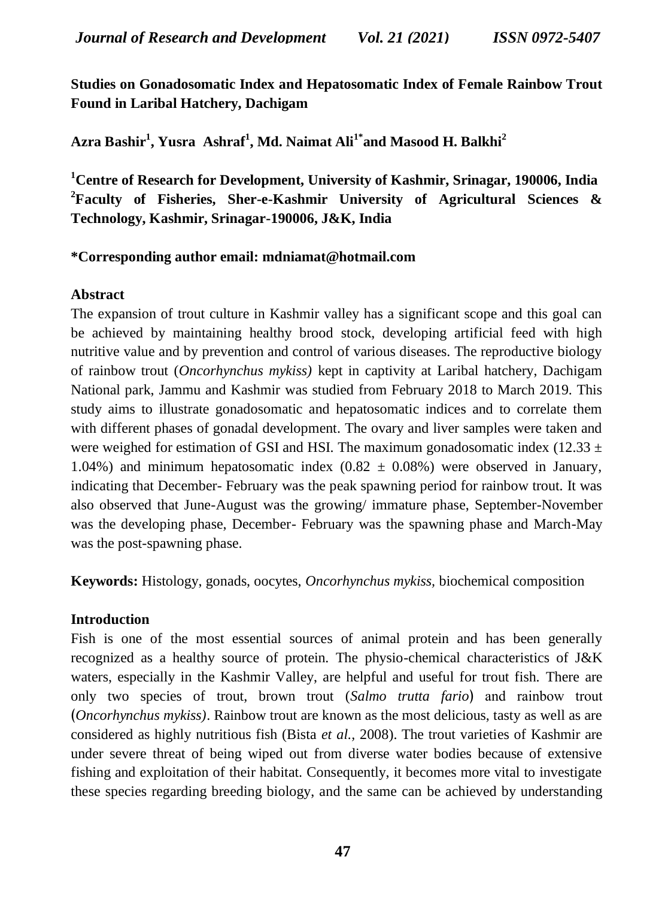# Studies on Gonadosomatic Index and Hepatosomatic Index of Female Rainbow Trout Found in Laribal Hatchery, Dachigam

**Azra Bashir[1], Yusra Ashraf[1], Md. Naimat Ali[1*] and Masood H. Balkhi[2]**

**[1]Centre of Research for Development, University of Kashmir, Srinagar, 190006, India**
**[2]Faculty of Fisheries, Sher-e-Kashmir University of Agricultural Sciences & Technology, Kashmir, Srinagar-190006, J&K, India**

**\*Corresponding author email: mdniamat@hotmail.com**

## Abstract

The expansion of trout culture in Kashmir valley has a significant scope and this goal can be achieved by maintaining healthy brood stock, developing artificial feed with high nutritive value and by prevention and control of various diseases. The reproductive biology of rainbow trout (*Oncorhynchus mykiss)* kept in captivity at Laribal hatchery, Dachigam National park, Jammu and Kashmir was studied from February 2018 to March 2019. This study aims to illustrate gonadosomatic and hepatosomatic indices and to correlate them with different phases of gonadal development. The ovary and liver samples were taken and were weighed for estimation of GSI and HSI. The maximum gonadosomatic index ($12.33 \pm 1.04\%$) and minimum hepatosomatic index ($0.82 \pm 0.08\%$) were observed in January, indicating that December- February was the peak spawning period for rainbow trout. It was also observed that June-August was the growing/ immature phase, September-November was the developing phase, December- February was the spawning phase and March-May was the post-spawning phase.

**Keywords:** Histology, gonads, oocytes, *Oncorhynchus mykiss,* biochemical composition

## Introduction

Fish is one of the most essential sources of animal protein and has been generally recognized as a healthy source of protein. The physio-chemical characteristics of J&K waters, especially in the Kashmir Valley, are helpful and useful for trout fish. There are only two species of trout, brown trout (*Salmo trutta fario*) and rainbow trout (*Oncorhynchus mykiss)*. Rainbow trout are known as the most delicious, tasty as well as are considered as highly nutritious fish (Bista *et al.,* 2008). The trout varieties of Kashmir are under severe threat of being wiped out from diverse water bodies because of extensive fishing and exploitation of their habitat. Consequently, it becomes more vital to investigate these species regarding breeding biology, and the same can be achieved by understanding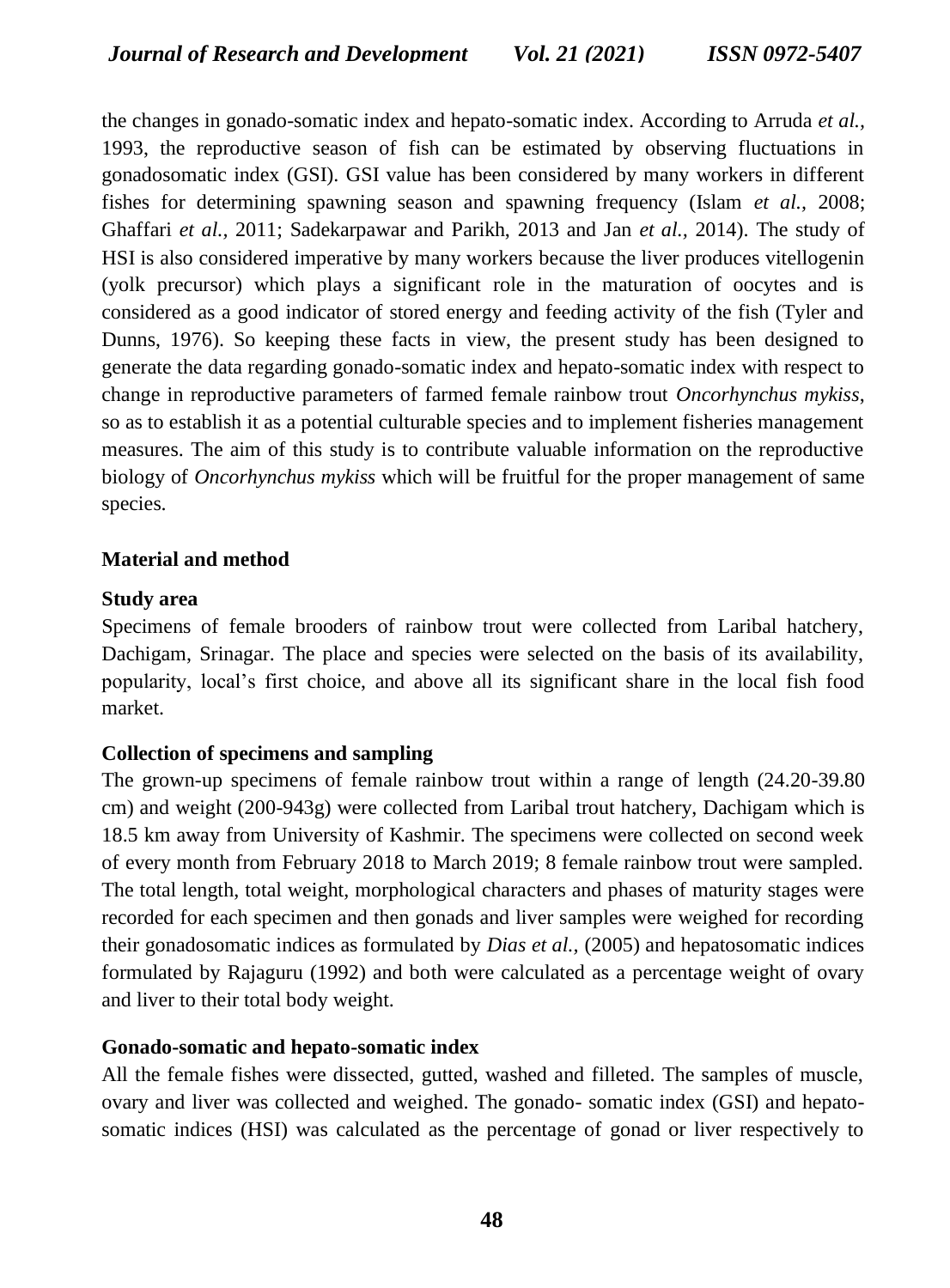the changes in gonado-somatic index and hepato-somatic index. According to Arruda *et al.*, 1993, the reproductive season of fish can be estimated by observing fluctuations in gonadosomatic index (GSI). GSI value has been considered by many workers in different fishes for determining spawning season and spawning frequency (Islam *et al.*, 2008; Ghaffari *et al.*, 2011; Sadekarpawar and Parikh, 2013 and Jan *et al.*, 2014). The study of HSI is also considered imperative by many workers because the liver produces vitellogenin (yolk precursor) which plays a significant role in the maturation of oocytes and is considered as a good indicator of stored energy and feeding activity of the fish (Tyler and Dunns, 1976). So keeping these facts in view, the present study has been designed to generate the data regarding gonado-somatic index and hepato-somatic index with respect to change in reproductive parameters of farmed female rainbow trout *Oncorhynchus mykiss*, so as to establish it as a potential culturable species and to implement fisheries management measures. The aim of this study is to contribute valuable information on the reproductive biology of *Oncorhynchus mykiss* which will be fruitful for the proper management of same species.

## Material and method

### Study area

Specimens of female brooders of rainbow trout were collected from Laribal hatchery, Dachigam, Srinagar. The place and species were selected on the basis of its availability, popularity, local's first choice, and above all its significant share in the local fish food market.

### Collection of specimens and sampling

The grown-up specimens of female rainbow trout within a range of length (24.20-39.80 cm) and weight (200-943g) were collected from Laribal trout hatchery, Dachigam which is 18.5 km away from University of Kashmir. The specimens were collected on second week of every month from February 2018 to March 2019; 8 female rainbow trout were sampled. The total length, total weight, morphological characters and phases of maturity stages were recorded for each specimen and then gonads and liver samples were weighed for recording their gonadosomatic indices as formulated by *Dias et al.,* (2005) and hepatosomatic indices formulated by Rajaguru (1992) and both were calculated as a percentage weight of ovary and liver to their total body weight.

### Gonado-somatic and hepato-somatic index

All the female fishes were dissected, gutted, washed and filleted. The samples of muscle, ovary and liver was collected and weighed. The gonado- somatic index (GSI) and hepato-somatic indices (HSI) was calculated as the percentage of gonad or liver respectively to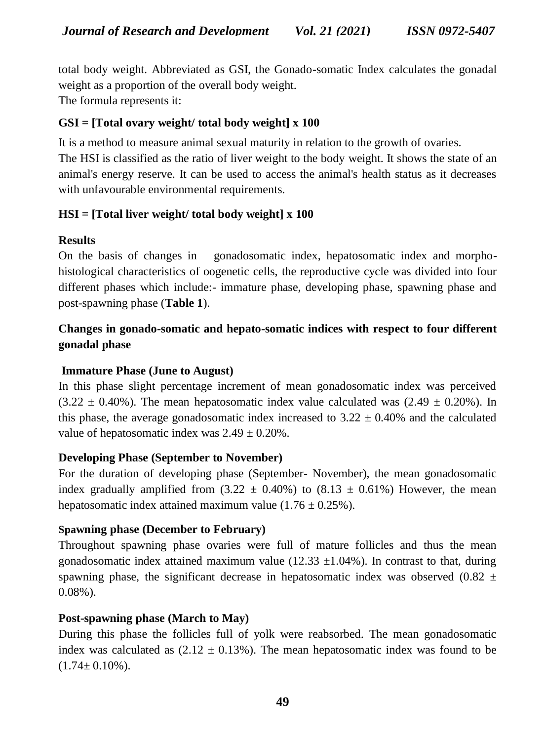total body weight. Abbreviated as GSI, the Gonado-somatic Index calculates the gonadal weight as a proportion of the overall body weight.
The formula represents it:

**GSI = [Total ovary weight/ total body weight] x 100**

It is a method to measure animal sexual maturity in relation to the growth of ovaries.
The HSI is classified as the ratio of liver weight to the body weight. It shows the state of an animal's energy reserve. It can be used to access the animal's health status as it decreases with unfavourable environmental requirements.

**HSI = [Total liver weight/ total body weight] x 100**

## Results

On the basis of changes in gonadosomatic index, hepatosomatic index and morpho-histological characteristics of oogenetic cells, the reproductive cycle was divided into four different phases which include:- immature phase, developing phase, spawning phase and post-spawning phase (**Table 1**).

### Changes in gonado-somatic and hepato-somatic indices with respect to four different gonadal phase

#### Immature Phase (June to August)

In this phase slight percentage increment of mean gonadosomatic index was perceived ($3.22 \pm 0.40\%$). The mean hepatosomatic index value calculated was ($2.49 \pm 0.20\%$). In this phase, the average gonadosomatic index increased to $3.22 \pm 0.40\%$ and the calculated value of hepatosomatic index was $2.49 \pm 0.20\%$.

#### Developing Phase (September to November)

For the duration of developing phase (September- November), the mean gonadosomatic index gradually amplified from ($3.22 \pm 0.40\%$) to ($8.13 \pm 0.61\%$) However, the mean hepatosomatic index attained maximum value ($1.76 \pm 0.25\%$).

#### Spawning phase (December to February)

Throughout spawning phase ovaries were full of mature follicles and thus the mean gonadosomatic index attained maximum value ($12.33 \pm 1.04\%$). In contrast to that, during spawning phase, the significant decrease in hepatosomatic index was observed ($0.82 \pm 0.08\%$).

#### Post-spawning phase (March to May)

During this phase the follicles full of yolk were reabsorbed. The mean gonadosomatic index was calculated as ($2.12 \pm 0.13\%$). The mean hepatosomatic index was found to be ($1.74 \pm 0.10\%$).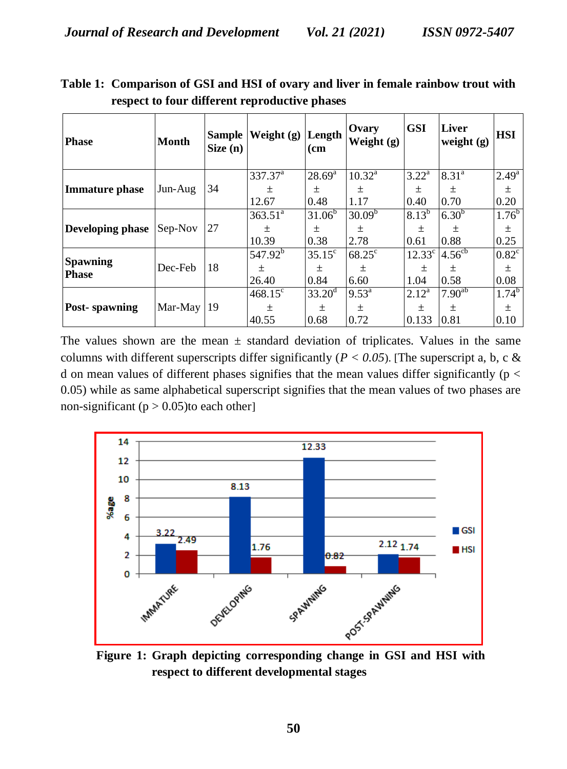**Table 1: Comparison of GSI and HSI of ovary and liver in female rainbow trout with respect to four different reproductive phases**

| Phase | Month | Sample Size (n) | Weight (g) | Length (cm | Ovary Weight (g) | GSI | Liver weight (g) | HSI |
|---|---|---|---|---|---|---|---|---|
| Immature phase | Jun-Aug | 34 | $337.37^{a} \pm 12.67$ | $28.69^{a} \pm 0.48$ | $10.32^{a} \pm 1.17$ | $3.22^{a} \pm 0.40$ | $8.31^{a} \pm 0.70$ | $2.49^{a} \pm 0.20$ |
| Developing phase | Sep-Nov | 27 | $363.51^{a} \pm 10.39$ | $31.06^{b} \pm 0.38$ | $30.09^{b} \pm 2.78$ | $8.13^{b} \pm 0.61$ | $6.30^{b} \pm 0.88$ | $1.76^{b} \pm 0.25$ |
| Spawning Phase | Dec-Feb | 18 | $547.92^{b} \pm 26.40$ | $35.15^{c} \pm 0.84$ | $68.25^{c} \pm 6.60$ | $12.33^{c} \pm 1.04$ | $4.56^{cb} \pm 0.58$ | $0.82^{c} \pm 0.08$ |
| Post- spawning | Mar-May | 19 | $468.15^{c} \pm 40.55$ | $33.20^{d} \pm 0.68$ | $9.53^{a} \pm 0.72$ | $2.12^{a} \pm 0.133$ | $7.90^{ab} \pm 0.81$ | $1.74^{b} \pm 0.10$ |

The values shown are the mean ± standard deviation of triplicates. Values in the same columns with different superscripts differ significantly ($P < 0.05$). [The superscript a, b, c & d on mean values of different phases signifies that the mean values differ significantly ($p < 0.05$) while as same alphabetical superscript signifies that the mean values of two phases are non-significant ($p > 0.05$)to each other]

**Figure 1: Graph depicting corresponding change in GSI and HSI with respect to different developmental stages**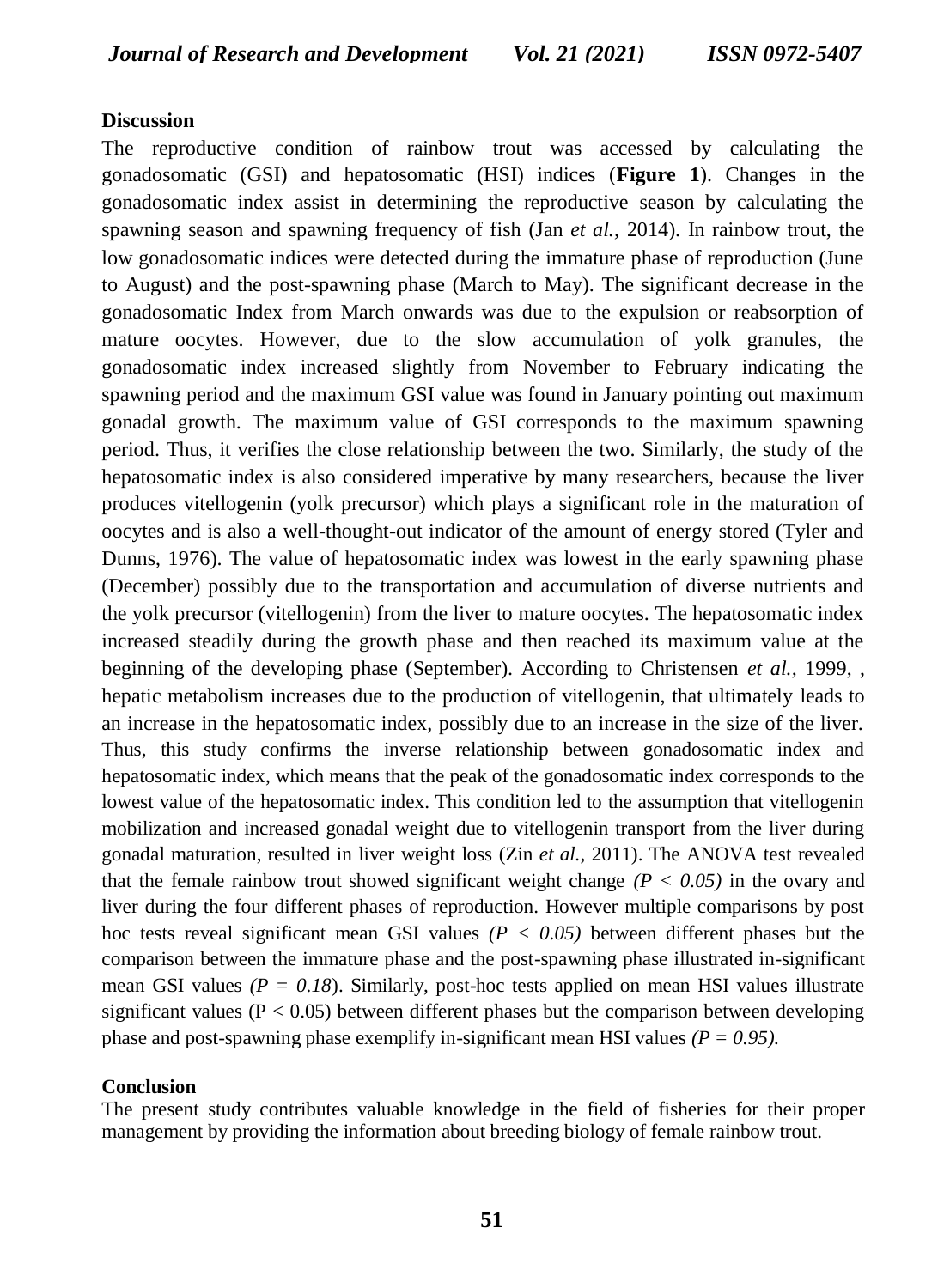## Discussion

The reproductive condition of rainbow trout was accessed by calculating the gonadosomatic (GSI) and hepatosomatic (HSI) indices (**Figure 1**). Changes in the gonadosomatic index assist in determining the reproductive season by calculating the spawning season and spawning frequency of fish (Jan *et al.,* 2014). In rainbow trout, the low gonadosomatic indices were detected during the immature phase of reproduction (June to August) and the post-spawning phase (March to May). The significant decrease in the gonadosomatic Index from March onwards was due to the expulsion or reabsorption of mature oocytes. However, due to the slow accumulation of yolk granules, the gonadosomatic index increased slightly from November to February indicating the spawning period and the maximum GSI value was found in January pointing out maximum gonadal growth. The maximum value of GSI corresponds to the maximum spawning period. Thus, it verifies the close relationship between the two. Similarly, the study of the hepatosomatic index is also considered imperative by many researchers, because the liver produces vitellogenin (yolk precursor) which plays a significant role in the maturation of oocytes and is also a well-thought-out indicator of the amount of energy stored (Tyler and Dunns, 1976). The value of hepatosomatic index was lowest in the early spawning phase (December) possibly due to the transportation and accumulation of diverse nutrients and the yolk precursor (vitellogenin) from the liver to mature oocytes. The hepatosomatic index increased steadily during the growth phase and then reached its maximum value at the beginning of the developing phase (September). According to Christensen *et al.,* 1999, , hepatic metabolism increases due to the production of vitellogenin, that ultimately leads to an increase in the hepatosomatic index, possibly due to an increase in the size of the liver. Thus, this study confirms the inverse relationship between gonadosomatic index and hepatosomatic index, which means that the peak of the gonadosomatic index corresponds to the lowest value of the hepatosomatic index. This condition led to the assumption that vitellogenin mobilization and increased gonadal weight due to vitellogenin transport from the liver during gonadal maturation, resulted in liver weight loss (Zin *et al.,* 2011). The ANOVA test revealed that the female rainbow trout showed significant weight change *($P < 0.05$)* in the ovary and liver during the four different phases of reproduction. However multiple comparisons by post hoc tests reveal significant mean GSI values *($P < 0.05$)* between different phases but the comparison between the immature phase and the post-spawning phase illustrated in-significant mean GSI values *($P = 0.18$)*. Similarly, post-hoc tests applied on mean HSI values illustrate significant values ($P < 0.05$) between different phases but the comparison between developing phase and post-spawning phase exemplify in-significant mean HSI values *($P = 0.95$).*

## Conclusion

The present study contributes valuable knowledge in the field of fisheries for their proper management by providing the information about breeding biology of female rainbow trout.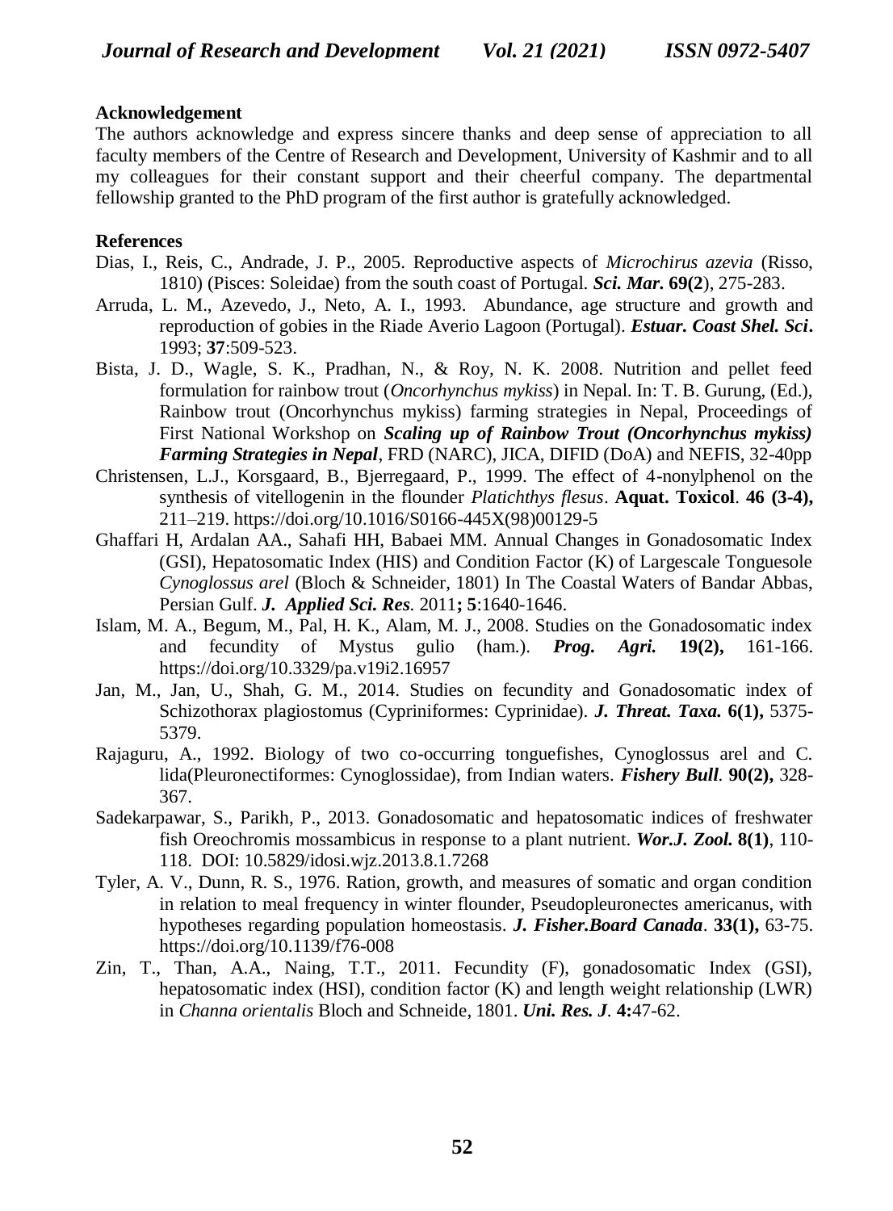## Acknowledgement

The authors acknowledge and express sincere thanks and deep sense of appreciation to all faculty members of the Centre of Research and Development, University of Kashmir and to all my colleagues for their constant support and their cheerful company. The departmental fellowship granted to the PhD program of the first author is gratefully acknowledged.

## References

Dias, I., Reis, C., Andrade, J. P., 2005. Reproductive aspects of *Microchirus azevia* (Risso, 1810) (Pisces: Soleidae) from the south coast of Portugal. ***Sci. Mar.* 69(2**), 275-283.

Arruda, L. M., Azevedo, J., Neto, A. I., 1993. Abundance, age structure and growth and reproduction of gobies in the Riade Averio Lagoon (Portugal). ***Estuar. Coast Shel. Sci*.** 1993; **37**:509-523.

Bista, J. D., Wagle, S. K., Pradhan, N., & Roy, N. K. 2008. Nutrition and pellet feed formulation for rainbow trout (*Oncorhynchus mykiss*) in Nepal. In: T. B. Gurung, (Ed.), Rainbow trout (Oncorhynchus mykiss) farming strategies in Nepal, Proceedings of First National Workshop on ***Scaling up of Rainbow Trout (Oncorhynchus mykiss) Farming Strategies in Nepal***, FRD (NARC), JICA, DIFID (DoA) and NEFIS, 32-40pp

Christensen, L.J., Korsgaard, B., Bjerregaard, P., 1999. The effect of 4-nonylphenol on the synthesis of vitellogenin in the flounder *Platichthys flesus*. **Aquat. Toxicol**. **46 (3-4),** 211–219. https://doi.org/10.1016/S0166-445X(98)00129-5

Ghaffari H, Ardalan AA., Sahafi HH, Babaei MM. Annual Changes in Gonadosomatic Index (GSI), Hepatosomatic Index (HIS) and Condition Factor (K) of Largescale Tonguesole *Cynoglossus arel* (Bloch & Schneider, 1801) In The Coastal Waters of Bandar Abbas, Persian Gulf. ***J. Applied Sci. Res.*** 2011**; 5**:1640-1646.

Islam, M. A., Begum, M., Pal, H. K., Alam, M. J., 2008. Studies on the Gonadosomatic index and fecundity of Mystus gulio (ham.). ***Prog. Agri.*** **19(2),** 161-166. https://doi.org/10.3329/pa.v19i2.16957

Jan, M., Jan, U., Shah, G. M., 2014. Studies on fecundity and Gonadosomatic index of Schizothorax plagiostomus (Cypriniformes: Cyprinidae). ***J. Threat. Taxa.*** **6(1),** 5375-5379.

Rajaguru, A., 1992. Biology of two co-occurring tonguefishes, Cynoglossus arel and C. lida(Pleuronectiformes: Cynoglossidae), from Indian waters. ***Fishery Bull.*** **90(2),** 328-367.

Sadekarpawar, S., Parikh, P., 2013. Gonadosomatic and hepatosomatic indices of freshwater fish Oreochromis mossambicus in response to a plant nutrient. ***Wor.J. Zool.*** **8(1)**, 110-118. DOI: 10.5829/idosi.wjz.2013.8.1.7268

Tyler, A. V., Dunn, R. S., 1976. Ration, growth, and measures of somatic and organ condition in relation to meal frequency in winter flounder, Pseudopleuronectes americanus, with hypotheses regarding population homeostasis. ***J. Fisher.Board Canada***. **33(1),** 63-75. https://doi.org/10.1139/f76-008

Zin, T., Than, A.A., Naing, T.T., 2011. Fecundity (F), gonadosomatic Index (GSI), hepatosomatic index (HSI), condition factor (K) and length weight relationship (LWR) in *Channa orientalis* Bloch and Schneide, 1801. ***Uni. Res. J***. **4:**47-62.